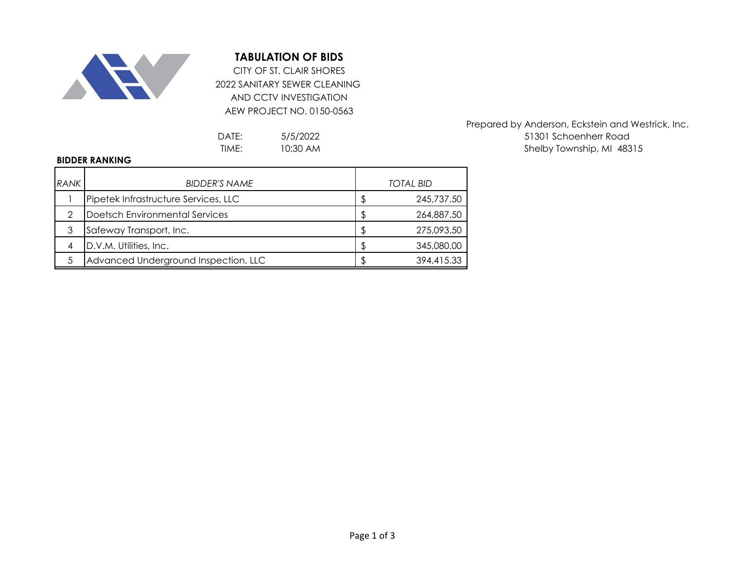# TABULATION OF BIDS

CITY OF ST. CLAIR SHORES
2022 SANITARY SEWER CLEANING
AND CCTV INVESTIGATION
AEW PROJECT NO. 0150-0563

Prepared by Anderson, Eckstein and Westrick, Inc.
51301 Schoenherr Road
Shelby Township, MI 48315

DATE: 5/5/2022
TIME: 10:30 AM

**BIDDER RANKING**

| *RANK* | *BIDDER'S NAME* | *TOTAL BID* |
|---|---|---|
| 1 | Pipetek Infrastructure Services, LLC | $ 245,737.50 |
| 2 | Doetsch Environmental Services | $ 264,887.50 |
| 3 | Safeway Transport, Inc. | $ 275,093.50 |
| 4 | D.V.M. Utilities, Inc. | $ 345,080.00 |
| 5 | Advanced Underground Inspection, LLC | $ 394,415.33 |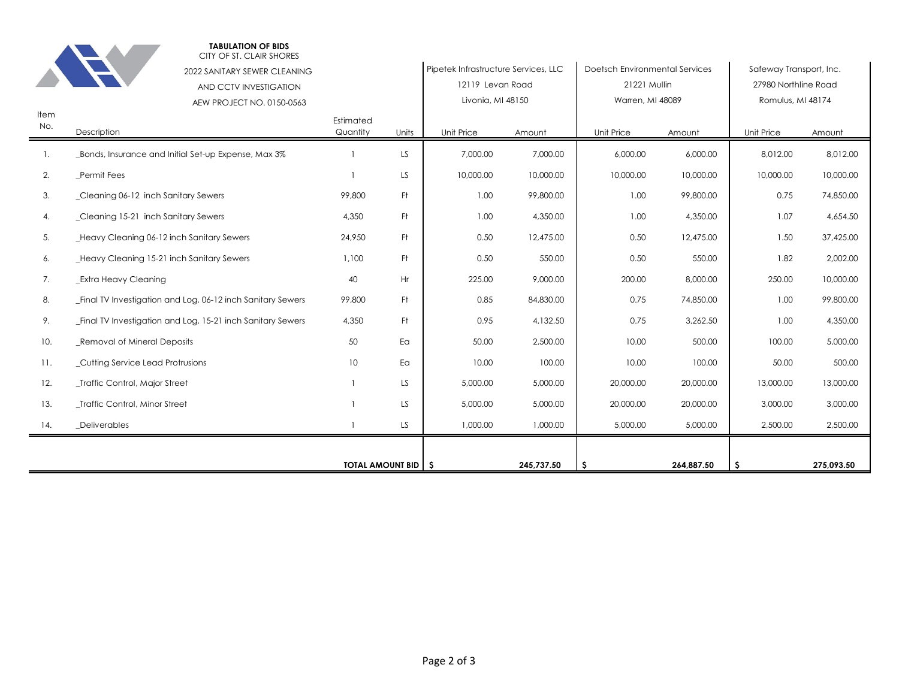**TABULATION OF BIDS**
CITY OF ST. CLAIR SHORES
2022 SANITARY SEWER CLEANING
AND CCTV INVESTIGATION
AEW PROJECT NO. 0150-0563

| Item No. | Description | Estimated Quantity | Units | Pipetek Infrastructure Services, LLC<br>12119 Levan Road<br>Livonia, MI 48150 | | Doetsch Environmental Services<br>21221 Mullin<br>Warren, MI 48089 | | Safeway Transport, Inc.<br>27980 Northline Road<br>Romulus, MI 48174 | |
|---|---|---|---|---|---|---|---|---|---|
| | | | | Unit Price | Amount | Unit Price | Amount | Unit Price | Amount |
| 1. | _Bonds, Insurance and Initial Set-up Expense, Max 3% | 1 | LS | 7,000.00 | 7,000.00 | 6,000.00 | 6,000.00 | 8,012.00 | 8,012.00 |
| 2. | _Permit Fees | 1 | LS | 10,000.00 | 10,000.00 | 10,000.00 | 10,000.00 | 10,000.00 | 10,000.00 |
| 3. | _Cleaning 06-12 inch Sanitary Sewers | 99,800 | Ft | 1.00 | 99,800.00 | 1.00 | 99,800.00 | 0.75 | 74,850.00 |
| 4. | _Cleaning 15-21 inch Sanitary Sewers | 4,350 | Ft | 1.00 | 4,350.00 | 1.00 | 4,350.00 | 1.07 | 4,654.50 |
| 5. | _Heavy Cleaning 06-12 inch Sanitary Sewers | 24,950 | Ft | 0.50 | 12,475.00 | 0.50 | 12,475.00 | 1.50 | 37,425.00 |
| 6. | _Heavy Cleaning 15-21 inch Sanitary Sewers | 1,100 | Ft | 0.50 | 550.00 | 0.50 | 550.00 | 1.82 | 2,002.00 |
| 7. | _Extra Heavy Cleaning | 40 | Hr | 225.00 | 9,000.00 | 200.00 | 8,000.00 | 250.00 | 10,000.00 |
| 8. | _Final TV Investigation and Log, 06-12 inch Sanitary Sewers | 99,800 | Ft | 0.85 | 84,830.00 | 0.75 | 74,850.00 | 1.00 | 99,800.00 |
| 9. | _Final TV Investigation and Log, 15-21 inch Sanitary Sewers | 4,350 | Ft | 0.95 | 4,132.50 | 0.75 | 3,262.50 | 1.00 | 4,350.00 |
| 10. | _Removal of Mineral Deposits | 50 | Ea | 50.00 | 2,500.00 | 10.00 | 500.00 | 100.00 | 5,000.00 |
| 11. | _Cutting Service Lead Protrusions | 10 | Ea | 10.00 | 100.00 | 10.00 | 100.00 | 50.00 | 500.00 |
| 12. | _Traffic Control, Major Street | 1 | LS | 5,000.00 | 5,000.00 | 20,000.00 | 20,000.00 | 13,000.00 | 13,000.00 |
| 13. | _Traffic Control, Minor Street | 1 | LS | 5,000.00 | 5,000.00 | 20,000.00 | 20,000.00 | 3,000.00 | 3,000.00 |
| 14. | _Deliverables | 1 | LS | 1,000.00 | 1,000.00 | 5,000.00 | 5,000.00 | 2,500.00 | 2,500.00 |
| | | **TOTAL AMOUNT BID** | | **$** | **245,737.50** | **$** | **264,887.50** | **$** | **275,093.50** |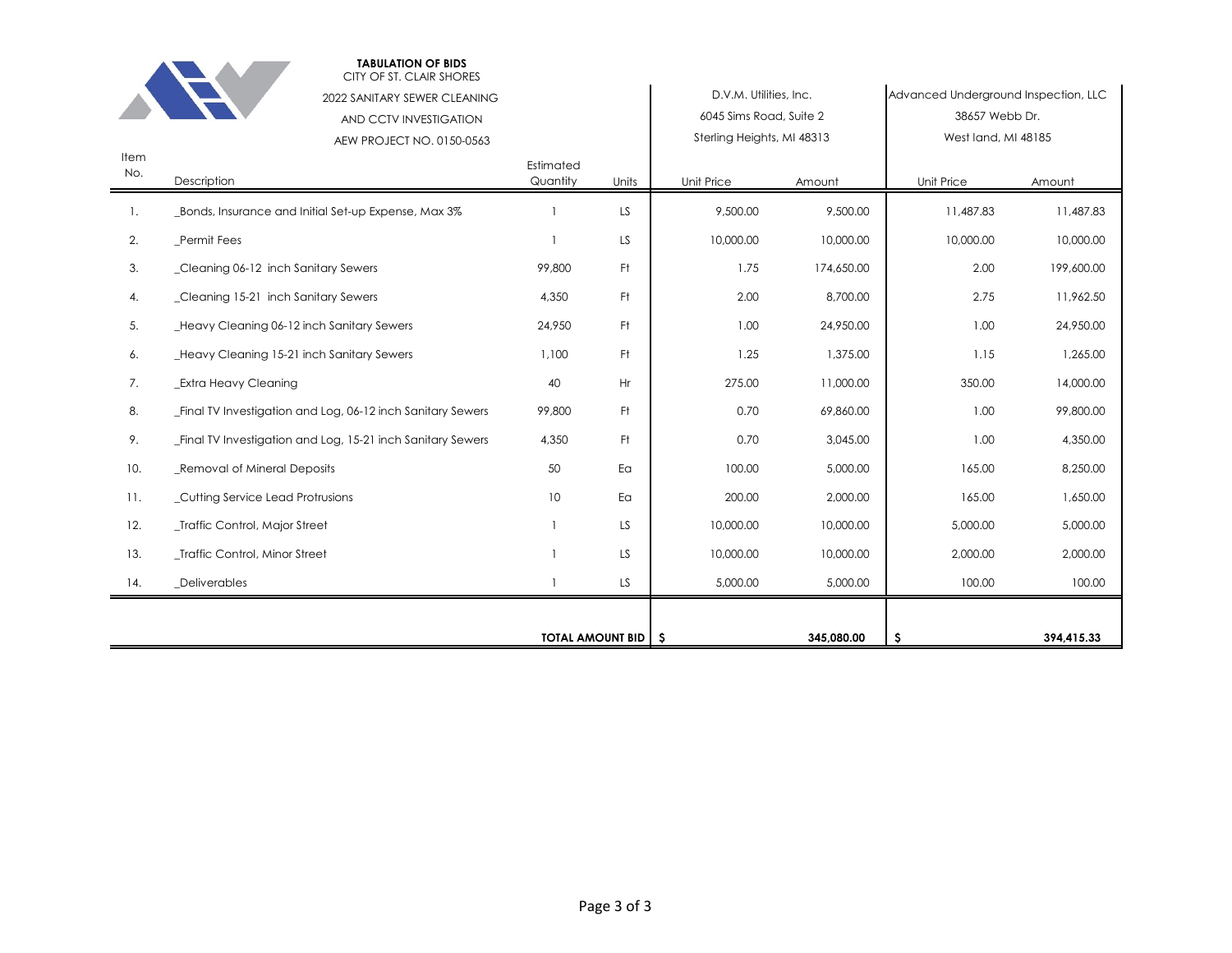**TABULATION OF BIDS**

CITY OF ST. CLAIR SHORES

2022 SANITARY SEWER CLEANING

AND CCTV INVESTIGATION

AEW PROJECT NO. 0150-0563

| Item No. | Description | Estimated Quantity | Units | D.V.M. Utilities, Inc. 6045 Sims Road, Suite 2 Sterling Heights, MI 48313 | | Advanced Underground Inspection, LLC 38657 Webb Dr. West land, MI 48185 | |
|---|---|---|---|---|---|---|---|
| | | | | Unit Price | Amount | Unit Price | Amount |
| 1. | _Bonds, Insurance and Initial Set-up Expense, Max 3% | 1 | LS | 9,500.00 | 9,500.00 | 11,487.83 | 11,487.83 |
| 2. | _Permit Fees | 1 | LS | 10,000.00 | 10,000.00 | 10,000.00 | 10,000.00 |
| 3. | _Cleaning 06-12 inch Sanitary Sewers | 99,800 | Ft | 1.75 | 174,650.00 | 2.00 | 199,600.00 |
| 4. | _Cleaning 15-21 inch Sanitary Sewers | 4,350 | Ft | 2.00 | 8,700.00 | 2.75 | 11,962.50 |
| 5. | _Heavy Cleaning 06-12 inch Sanitary Sewers | 24,950 | Ft | 1.00 | 24,950.00 | 1.00 | 24,950.00 |
| 6. | _Heavy Cleaning 15-21 inch Sanitary Sewers | 1,100 | Ft | 1.25 | 1,375.00 | 1.15 | 1,265.00 |
| 7. | _Extra Heavy Cleaning | 40 | Hr | 275.00 | 11,000.00 | 350.00 | 14,000.00 |
| 8. | _Final TV Investigation and Log, 06-12 inch Sanitary Sewers | 99,800 | Ft | 0.70 | 69,860.00 | 1.00 | 99,800.00 |
| 9. | _Final TV Investigation and Log, 15-21 inch Sanitary Sewers | 4,350 | Ft | 0.70 | 3,045.00 | 1.00 | 4,350.00 |
| 10. | _Removal of Mineral Deposits | 50 | Ea | 100.00 | 5,000.00 | 165.00 | 8,250.00 |
| 11. | _Cutting Service Lead Protrusions | 10 | Ea | 200.00 | 2,000.00 | 165.00 | 1,650.00 |
| 12. | _Traffic Control, Major Street | 1 | LS | 10,000.00 | 10,000.00 | 5,000.00 | 5,000.00 |
| 13. | _Traffic Control, Minor Street | 1 | LS | 10,000.00 | 10,000.00 | 2,000.00 | 2,000.00 |
| 14. | _Deliverables | 1 | LS | 5,000.00 | 5,000.00 | 100.00 | 100.00 |
| | | **TOTAL AMOUNT BID** | | **$** | **345,080.00** | **$** | **394,415.33** |